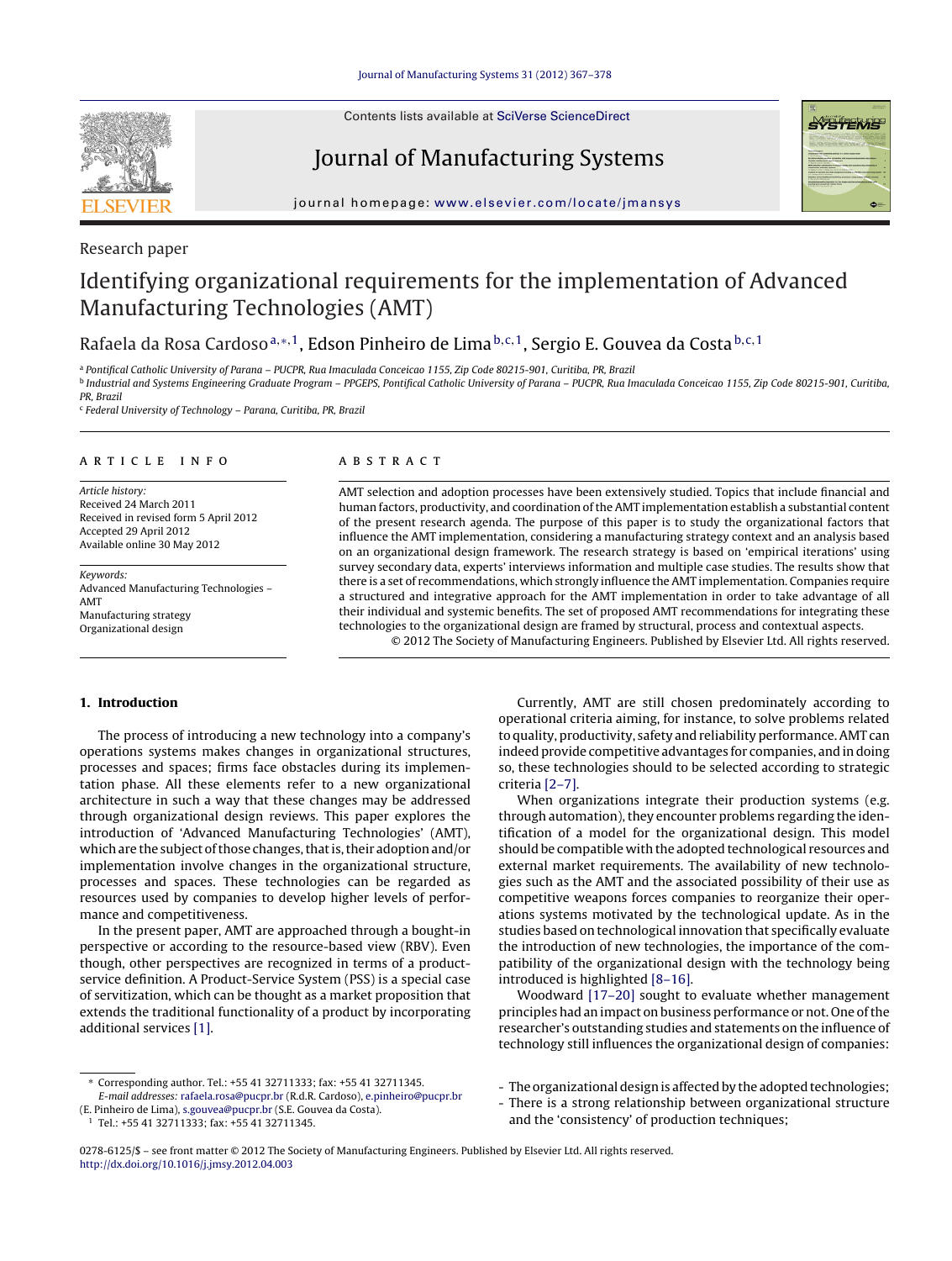Research paper

# Identifying organizational requirements for the implementation of Advanced Manufacturing Technologies (AMT)

Rafaela da Rosa Cardoso[a,*,1], Edson Pinheiro de Lima[b,c,1], Sergio E. Gouvea da Costa[b,c,1]

[a] Pontifical Catholic University of Parana – PUCPR, Rua Imaculada Conceicao 1155, Zip Code 80215-901, Curitiba, PR, Brazil

[b] Industrial and Systems Engineering Graduate Program – PPGEPS, Pontifical Catholic University of Parana – PUCPR, Rua Imaculada Conceicao 1155, Zip Code 80215-901, Curitiba, PR, Brazil

[c] Federal University of Technology – Parana, Curitiba, PR, Brazil

## ARTICLE INFO

*Article history:*
Received 24 March 2011
Received in revised form 5 April 2012
Accepted 29 April 2012
Available online 30 May 2012

*Keywords:*
Advanced Manufacturing Technologies – AMT
Manufacturing strategy
Organizational design

## ABSTRACT

AMT selection and adoption processes have been extensively studied. Topics that include financial and human factors, productivity, and coordination of the AMT implementation establish a substantial content of the present research agenda. The purpose of this paper is to study the organizational factors that influence the AMT implementation, considering a manufacturing strategy context and an analysis based on an organizational design framework. The research strategy is based on 'empirical iterations' using survey secondary data, experts' interviews information and multiple case studies. The results show that there is a set of recommendations, which strongly influence the AMT implementation. Companies require a structured and integrative approach for the AMT implementation in order to take advantage of all their individual and systemic benefits. The set of proposed AMT recommendations for integrating these technologies to the organizational design are framed by structural, process and contextual aspects.

© 2012 The Society of Manufacturing Engineers. Published by Elsevier Ltd. All rights reserved.

## 1. Introduction

The process of introducing a new technology into a company's operations systems makes changes in organizational structures, processes and spaces; firms face obstacles during its implementation phase. All these elements refer to a new organizational architecture in such a way that these changes may be addressed through organizational design reviews. This paper explores the introduction of 'Advanced Manufacturing Technologies' (AMT), which are the subject of those changes, that is, their adoption and/or implementation involve changes in the organizational structure, processes and spaces. These technologies can be regarded as resources used by companies to develop higher levels of performance and competitiveness.

In the present paper, AMT are approached through a bought-in perspective or according to the resource-based view (RBV). Even though, other perspectives are recognized in terms of a product-service definition. A Product-Service System (PSS) is a special case of servitization, which can be thought as a market proposition that extends the traditional functionality of a product by incorporating additional services [1].

Currently, AMT are still chosen predominately according to operational criteria aiming, for instance, to solve problems related to quality, productivity, safety and reliability performance. AMT can indeed provide competitive advantages for companies, and in doing so, these technologies should to be selected according to strategic criteria [2–7].

When organizations integrate their production systems (e.g. through automation), they encounter problems regarding the identification of a model for the organizational design. This model should be compatible with the adopted technological resources and external market requirements. The availability of new technologies such as the AMT and the associated possibility of their use as competitive weapons forces companies to reorganize their operations systems motivated by the technological update. As in the studies based on technological innovation that specifically evaluate the introduction of new technologies, the importance of the compatibility of the organizational design with the technology being introduced is highlighted [8–16].

Woodward [17–20] sought to evaluate whether management principles had an impact on business performance or not. One of the researcher's outstanding studies and statements on the influence of technology still influences the organizational design of companies:

- The organizational design is affected by the adopted technologies;
- There is a strong relationship between organizational structure and the 'consistency' of production techniques;

---

* Corresponding author. Tel.: +55 41 32711333; fax: +55 41 32711345.
*E-mail addresses:* rafaela.rosa@pucpr.br (R.d.R. Cardoso), e.pinheiro@pucpr.br (E. Pinheiro de Lima), s.gouvea@pucpr.br (S.E. Gouvea da Costa).

[1] Tel.: +55 41 32711333; fax: +55 41 32711345.

0278-6125/$ – see front matter © 2012 The Society of Manufacturing Engineers. Published by Elsevier Ltd. All rights reserved.
http://dx.doi.org/10.1016/j.jmsy.2012.04.003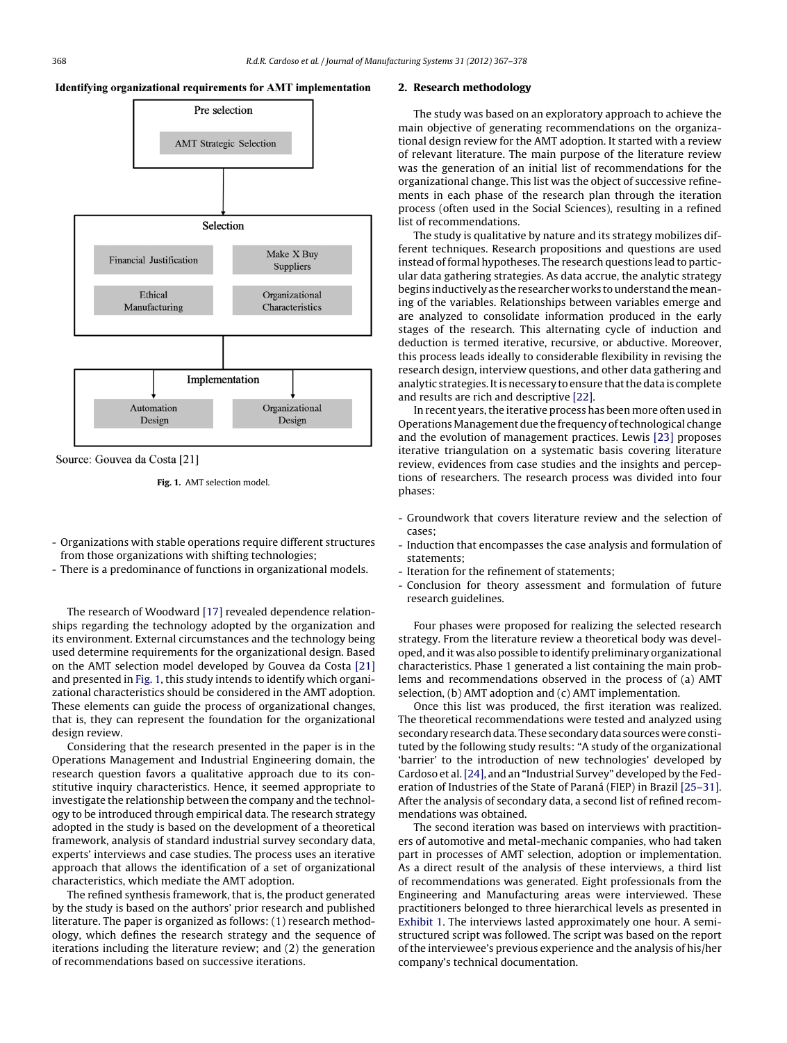**Identifying organizational requirements for AMT implementation**

Pre selection

AMT Strategic Selection

Selection

Financial Justification

Make X Buy Suppliers

Ethical Manufacturing

Organizational Characteristics

Implementation

Automation Design

Organizational Design

Source: Gouvea da Costa [21]

**Fig. 1.** AMT selection model.

- Organizations with stable operations require different structures from those organizations with shifting technologies;
- There is a predominance of functions in organizational models.

The research of Woodward [17] revealed dependence relationships regarding the technology adopted by the organization and its environment. External circumstances and the technology being used determine requirements for the organizational design. Based on the AMT selection model developed by Gouvea da Costa [21] and presented in Fig. 1, this study intends to identify which organizational characteristics should be considered in the AMT adoption. These elements can guide the process of organizational changes, that is, they can represent the foundation for the organizational design review.

Considering that the research presented in the paper is in the Operations Management and Industrial Engineering domain, the research question favors a qualitative approach due to its constitutive inquiry characteristics. Hence, it seemed appropriate to investigate the relationship between the company and the technology to be introduced through empirical data. The research strategy adopted in the study is based on the development of a theoretical framework, analysis of standard industrial survey secondary data, experts' interviews and case studies. The process uses an iterative approach that allows the identification of a set of organizational characteristics, which mediate the AMT adoption.

The refined synthesis framework, that is, the product generated by the study is based on the authors' prior research and published literature. The paper is organized as follows: (1) research methodology, which defines the research strategy and the sequence of iterations including the literature review; and (2) the generation of recommendations based on successive iterations.

## 2. Research methodology

The study was based on an exploratory approach to achieve the main objective of generating recommendations on the organizational design review for the AMT adoption. It started with a review of relevant literature. The main purpose of the literature review was the generation of an initial list of recommendations for the organizational change. This list was the object of successive refinements in each phase of the research plan through the iteration process (often used in the Social Sciences), resulting in a refined list of recommendations.

The study is qualitative by nature and its strategy mobilizes different techniques. Research propositions and questions are used instead of formal hypotheses. The research questions lead to particular data gathering strategies. As data accrue, the analytic strategy begins inductively as the researcher works to understand the meaning of the variables. Relationships between variables emerge and are analyzed to consolidate information produced in the early stages of the research. This alternating cycle of induction and deduction is termed iterative, recursive, or abductive. Moreover, this process leads ideally to considerable flexibility in revising the research design, interview questions, and other data gathering and analytic strategies. It is necessary to ensure that the data is complete and results are rich and descriptive [22].

In recent years, the iterative process has been more often used in Operations Management due the frequency of technological change and the evolution of management practices. Lewis [23] proposes iterative triangulation on a systematic basis covering literature review, evidences from case studies and the insights and perceptions of researchers. The research process was divided into four phases:

- Groundwork that covers literature review and the selection of cases;
- Induction that encompasses the case analysis and formulation of statements;
- Iteration for the refinement of statements;
- Conclusion for theory assessment and formulation of future research guidelines.

Four phases were proposed for realizing the selected research strategy. From the literature review a theoretical body was developed, and it was also possible to identify preliminary organizational characteristics. Phase 1 generated a list containing the main problems and recommendations observed in the process of (a) AMT selection, (b) AMT adoption and (c) AMT implementation.

Once this list was produced, the first iteration was realized. The theoretical recommendations were tested and analyzed using secondary research data. These secondary data sources were constituted by the following study results: "A study of the organizational 'barrier' to the introduction of new technologies' developed by Cardoso et al. [24], and an "Industrial Survey" developed by the Federation of Industries of the State of Paraná (FIEP) in Brazil [25–31]. After the analysis of secondary data, a second list of refined recommendations was obtained.

The second iteration was based on interviews with practitioners of automotive and metal-mechanic companies, who had taken part in processes of AMT selection, adoption or implementation. As a direct result of the analysis of these interviews, a third list of recommendations was generated. Eight professionals from the Engineering and Manufacturing areas were interviewed. These practitioners belonged to three hierarchical levels as presented in Exhibit 1. The interviews lasted approximately one hour. A semi-structured script was followed. The script was based on the report of the interviewee's previous experience and the analysis of his/her company's technical documentation.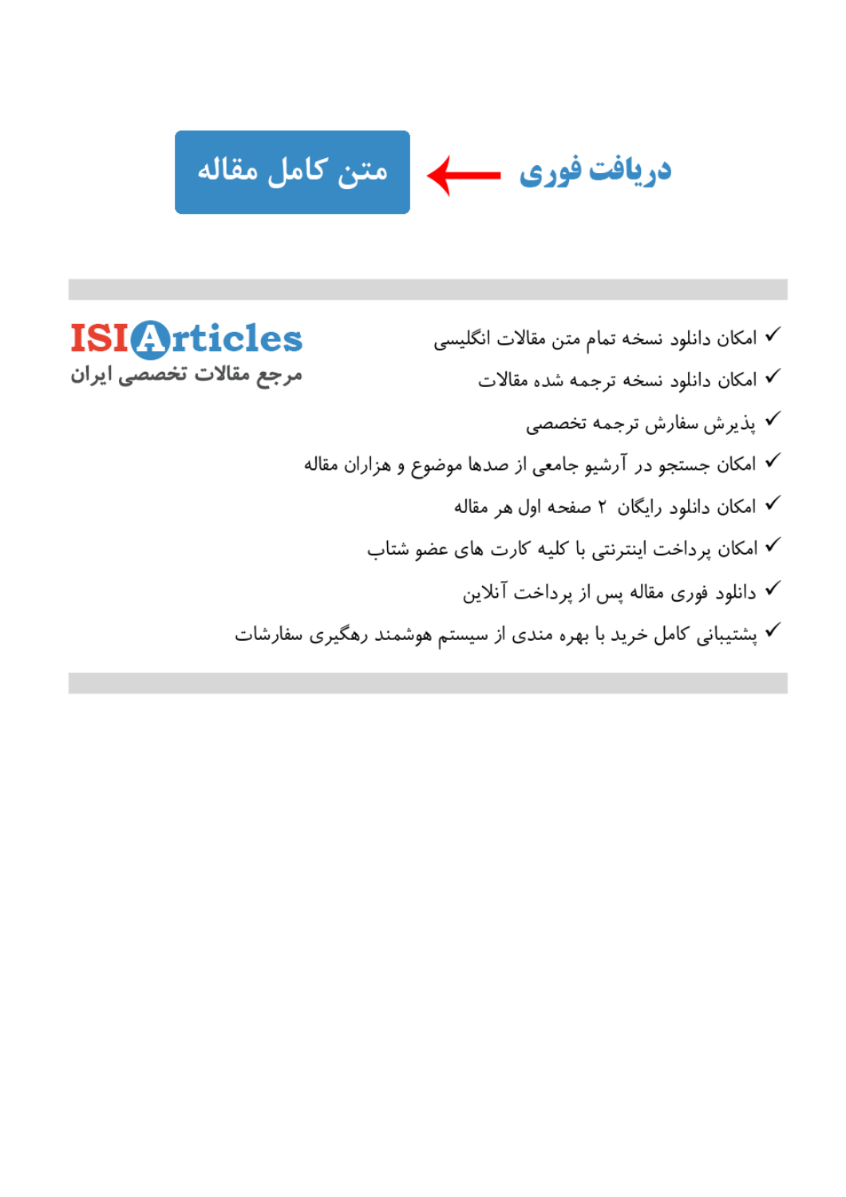دریافت فوری ← متن کامل مقاله

**ISIArticles**
مرجع مقالات تخصصی ایران

- ✓ امکان دانلود نسخه تمام متن مقالات انگلیسی
- ✓ امکان دانلود نسخه ترجمه شده مقالات
- ✓ پذیرش سفارش ترجمه تخصصی
- ✓ امکان جستجو در آرشیو جامعی از صدها موضوع و هزاران مقاله
- ✓ امکان دانلود رایگان ۲ صفحه اول هر مقاله
- ✓ امکان پرداخت اینترنتی با کلیه کارت های عضو شتاب
- ✓ دانلود فوری مقاله پس از پرداخت آنلاین
- ✓ پشتیبانی کامل خرید با بهره مندی از سیستم هوشمند رهگیری سفارشات